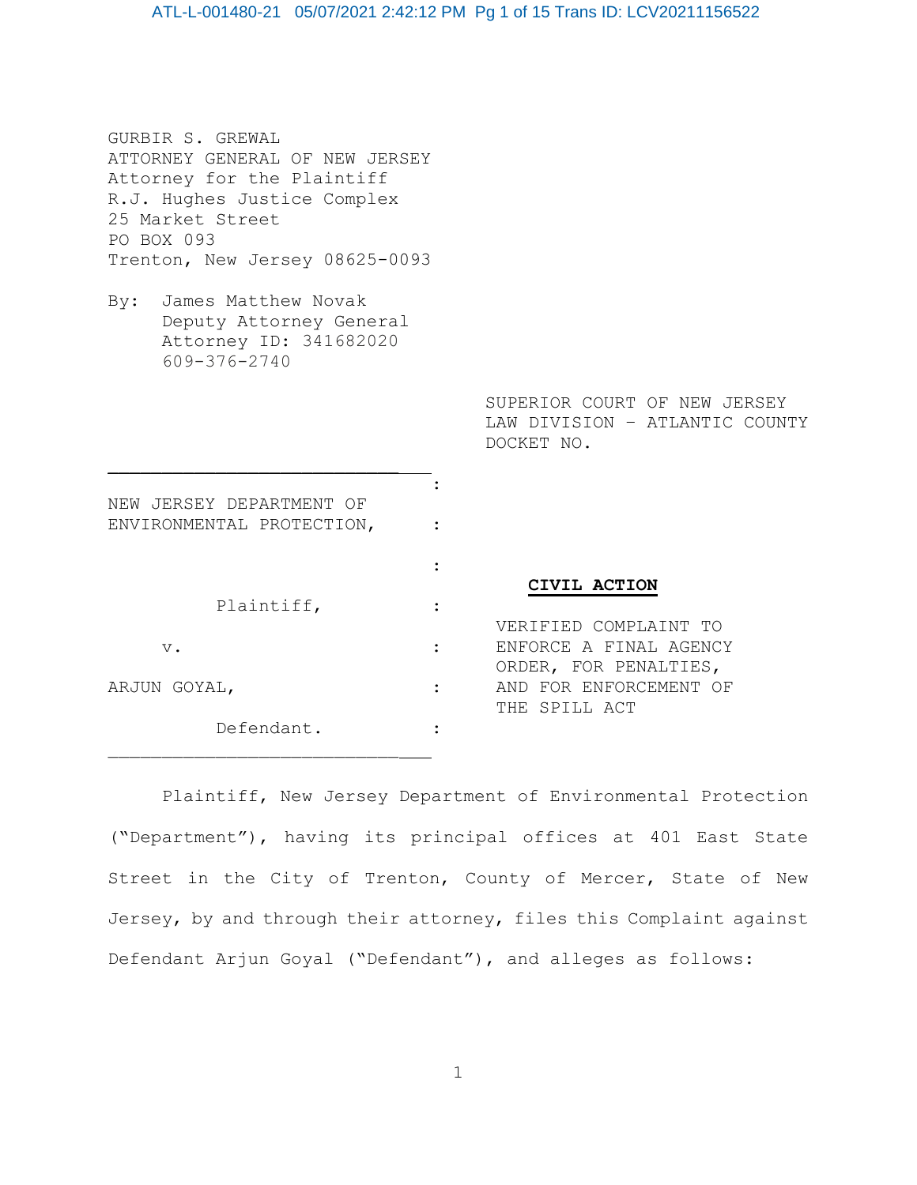GURBIR S. GREWAL
ATTORNEY GENERAL OF NEW JERSEY
Attorney for the Plaintiff
R.J. Hughes Justice Complex
25 Market Street
PO BOX 093
Trenton, New Jersey 08625-0093

By: James Matthew Novak
Deputy Attorney General
Attorney ID: 341682020
609-376-2740

SUPERIOR COURT OF NEW JERSEY
LAW DIVISION – ATLANTIC COUNTY
DOCKET NO.

NEW JERSEY DEPARTMENT OF ENVIRONMENTAL PROTECTION,

Plaintiff,

v.

ARJUN GOYAL,

Defendant.

**CIVIL ACTION**

VERIFIED COMPLAINT TO ENFORCE A FINAL AGENCY ORDER, FOR PENALTIES, AND FOR ENFORCEMENT OF THE SPILL ACT

Plaintiff, New Jersey Department of Environmental Protection ("Department"), having its principal offices at 401 East State Street in the City of Trenton, County of Mercer, State of New Jersey, by and through their attorney, files this Complaint against Defendant Arjun Goyal ("Defendant"), and alleges as follows: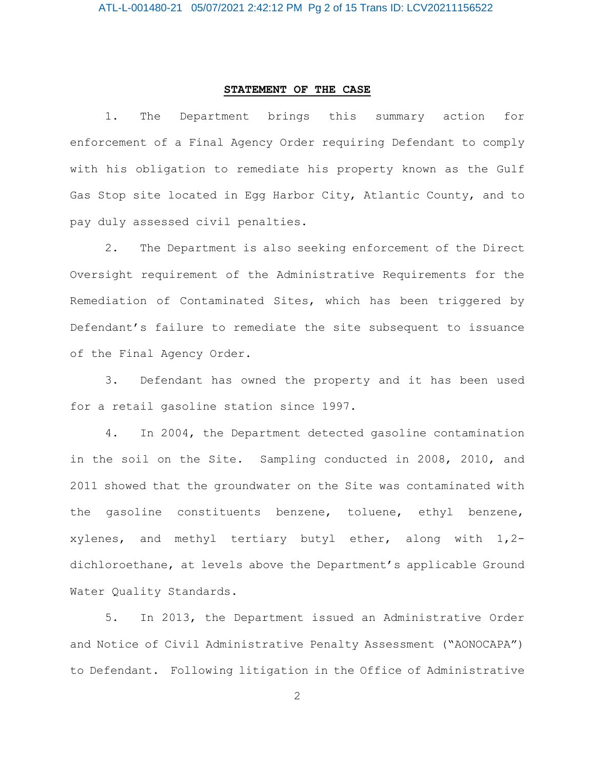## STATEMENT OF THE CASE

1. The Department brings this summary action for enforcement of a Final Agency Order requiring Defendant to comply with his obligation to remediate his property known as the Gulf Gas Stop site located in Egg Harbor City, Atlantic County, and to pay duly assessed civil penalties.

2. The Department is also seeking enforcement of the Direct Oversight requirement of the Administrative Requirements for the Remediation of Contaminated Sites, which has been triggered by Defendant's failure to remediate the site subsequent to issuance of the Final Agency Order.

3. Defendant has owned the property and it has been used for a retail gasoline station since 1997.

4. In 2004, the Department detected gasoline contamination in the soil on the Site. Sampling conducted in 2008, 2010, and 2011 showed that the groundwater on the Site was contaminated with the gasoline constituents benzene, toluene, ethyl benzene, xylenes, and methyl tertiary butyl ether, along with 1,2-dichloroethane, at levels above the Department's applicable Ground Water Quality Standards.

5. In 2013, the Department issued an Administrative Order and Notice of Civil Administrative Penalty Assessment ("AONOCAPA") to Defendant. Following litigation in the Office of Administrative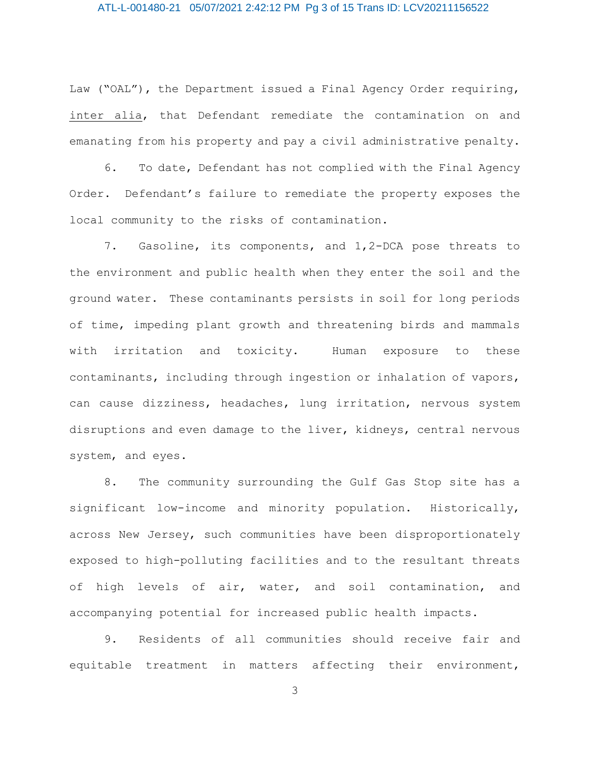Law ("OAL"), the Department issued a Final Agency Order requiring, inter alia, that Defendant remediate the contamination on and emanating from his property and pay a civil administrative penalty.

6. To date, Defendant has not complied with the Final Agency Order. Defendant's failure to remediate the property exposes the local community to the risks of contamination.

7. Gasoline, its components, and 1,2-DCA pose threats to the environment and public health when they enter the soil and the ground water. These contaminants persists in soil for long periods of time, impeding plant growth and threatening birds and mammals with irritation and toxicity. Human exposure to these contaminants, including through ingestion or inhalation of vapors, can cause dizziness, headaches, lung irritation, nervous system disruptions and even damage to the liver, kidneys, central nervous system, and eyes.

8. The community surrounding the Gulf Gas Stop site has a significant low-income and minority population. Historically, across New Jersey, such communities have been disproportionately exposed to high-polluting facilities and to the resultant threats of high levels of air, water, and soil contamination, and accompanying potential for increased public health impacts.

9. Residents of all communities should receive fair and equitable treatment in matters affecting their environment,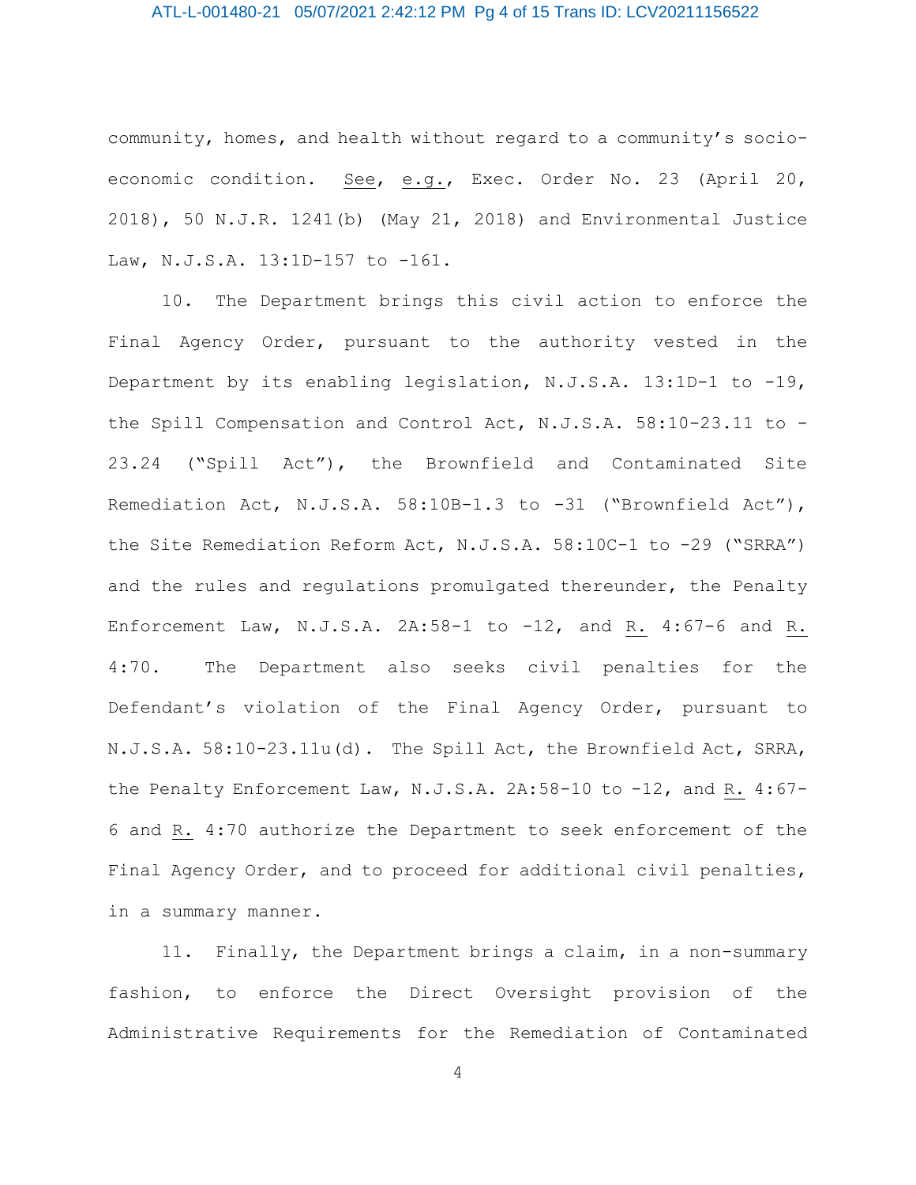community, homes, and health without regard to a community's socio-economic condition. See, e.g., Exec. Order No. 23 (April 20, 2018), 50 N.J.R. 1241(b) (May 21, 2018) and Environmental Justice Law, N.J.S.A. 13:1D-157 to -161.

10. The Department brings this civil action to enforce the Final Agency Order, pursuant to the authority vested in the Department by its enabling legislation, N.J.S.A. 13:1D-1 to -19, the Spill Compensation and Control Act, N.J.S.A. 58:10-23.11 to -23.24 ("Spill Act"), the Brownfield and Contaminated Site Remediation Act, N.J.S.A. 58:10B-1.3 to -31 ("Brownfield Act"), the Site Remediation Reform Act, N.J.S.A. 58:10C-1 to -29 ("SRRA") and the rules and regulations promulgated thereunder, the Penalty Enforcement Law, N.J.S.A. 2A:58-1 to -12, and R. 4:67-6 and R. 4:70. The Department also seeks civil penalties for the Defendant's violation of the Final Agency Order, pursuant to N.J.S.A. 58:10-23.11u(d). The Spill Act, the Brownfield Act, SRRA, the Penalty Enforcement Law, N.J.S.A. 2A:58-10 to -12, and R. 4:67-6 and R. 4:70 authorize the Department to seek enforcement of the Final Agency Order, and to proceed for additional civil penalties, in a summary manner.

11. Finally, the Department brings a claim, in a non-summary fashion, to enforce the Direct Oversight provision of the Administrative Requirements for the Remediation of Contaminated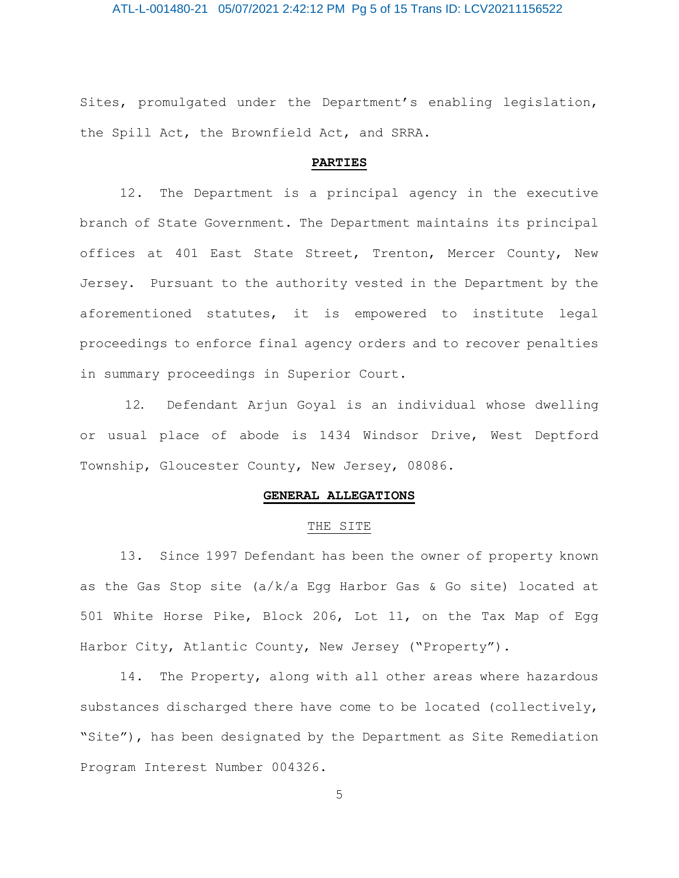Sites, promulgated under the Department's enabling legislation, the Spill Act, the Brownfield Act, and SRRA.

**PARTIES**

12. The Department is a principal agency in the executive branch of State Government. The Department maintains its principal offices at 401 East State Street, Trenton, Mercer County, New Jersey. Pursuant to the authority vested in the Department by the aforementioned statutes, it is empowered to institute legal proceedings to enforce final agency orders and to recover penalties in summary proceedings in Superior Court.

12. Defendant Arjun Goyal is an individual whose dwelling or usual place of abode is 1434 Windsor Drive, West Deptford Township, Gloucester County, New Jersey, 08086.

**GENERAL ALLEGATIONS**

THE SITE

13. Since 1997 Defendant has been the owner of property known as the Gas Stop site (a/k/a Egg Harbor Gas & Go site) located at 501 White Horse Pike, Block 206, Lot 11, on the Tax Map of Egg Harbor City, Atlantic County, New Jersey ("Property").

14. The Property, along with all other areas where hazardous substances discharged there have come to be located (collectively, "Site"), has been designated by the Department as Site Remediation Program Interest Number 004326.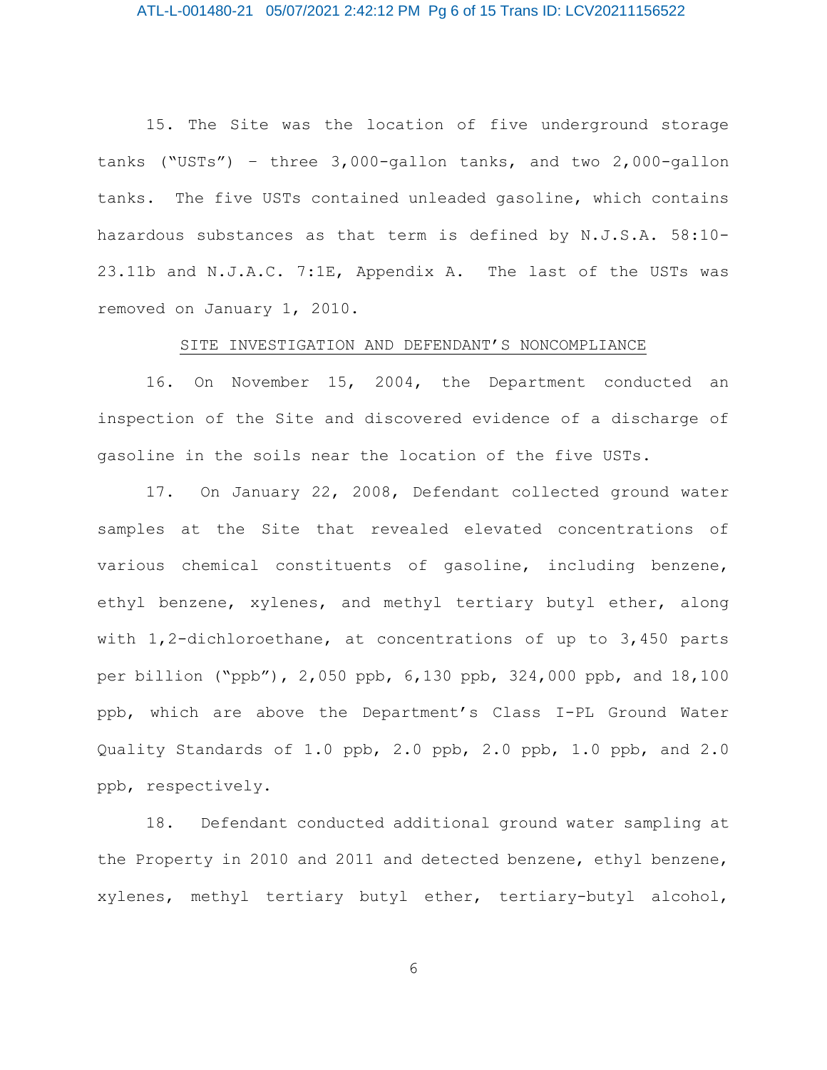15. The Site was the location of five underground storage tanks ("USTs") – three 3,000-gallon tanks, and two 2,000-gallon tanks. The five USTs contained unleaded gasoline, which contains hazardous substances as that term is defined by N.J.S.A. 58:10-23.11b and N.J.A.C. 7:1E, Appendix A. The last of the USTs was removed on January 1, 2010.

<u>SITE INVESTIGATION AND DEFENDANT'S NONCOMPLIANCE</u>

16. On November 15, 2004, the Department conducted an inspection of the Site and discovered evidence of a discharge of gasoline in the soils near the location of the five USTs.

17. On January 22, 2008, Defendant collected ground water samples at the Site that revealed elevated concentrations of various chemical constituents of gasoline, including benzene, ethyl benzene, xylenes, and methyl tertiary butyl ether, along with 1,2-dichloroethane, at concentrations of up to 3,450 parts per billion ("ppb"), 2,050 ppb, 6,130 ppb, 324,000 ppb, and 18,100 ppb, which are above the Department's Class I-PL Ground Water Quality Standards of 1.0 ppb, 2.0 ppb, 2.0 ppb, 1.0 ppb, and 2.0 ppb, respectively.

18. Defendant conducted additional ground water sampling at the Property in 2010 and 2011 and detected benzene, ethyl benzene, xylenes, methyl tertiary butyl ether, tertiary-butyl alcohol,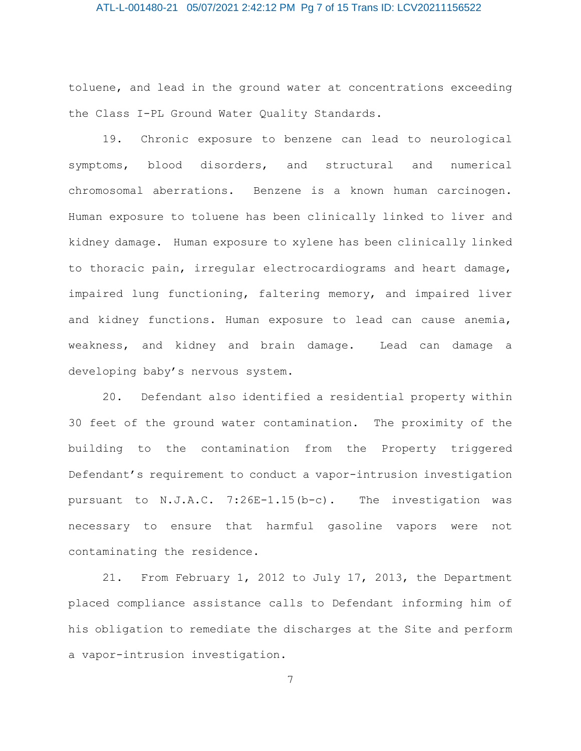toluene, and lead in the ground water at concentrations exceeding the Class I-PL Ground Water Quality Standards.

19. Chronic exposure to benzene can lead to neurological symptoms, blood disorders, and structural and numerical chromosomal aberrations. Benzene is a known human carcinogen. Human exposure to toluene has been clinically linked to liver and kidney damage. Human exposure to xylene has been clinically linked to thoracic pain, irregular electrocardiograms and heart damage, impaired lung functioning, faltering memory, and impaired liver and kidney functions. Human exposure to lead can cause anemia, weakness, and kidney and brain damage. Lead can damage a developing baby's nervous system.

20. Defendant also identified a residential property within 30 feet of the ground water contamination. The proximity of the building to the contamination from the Property triggered Defendant's requirement to conduct a vapor-intrusion investigation pursuant to N.J.A.C. 7:26E-1.15(b-c). The investigation was necessary to ensure that harmful gasoline vapors were not contaminating the residence.

21. From February 1, 2012 to July 17, 2013, the Department placed compliance assistance calls to Defendant informing him of his obligation to remediate the discharges at the Site and perform a vapor-intrusion investigation.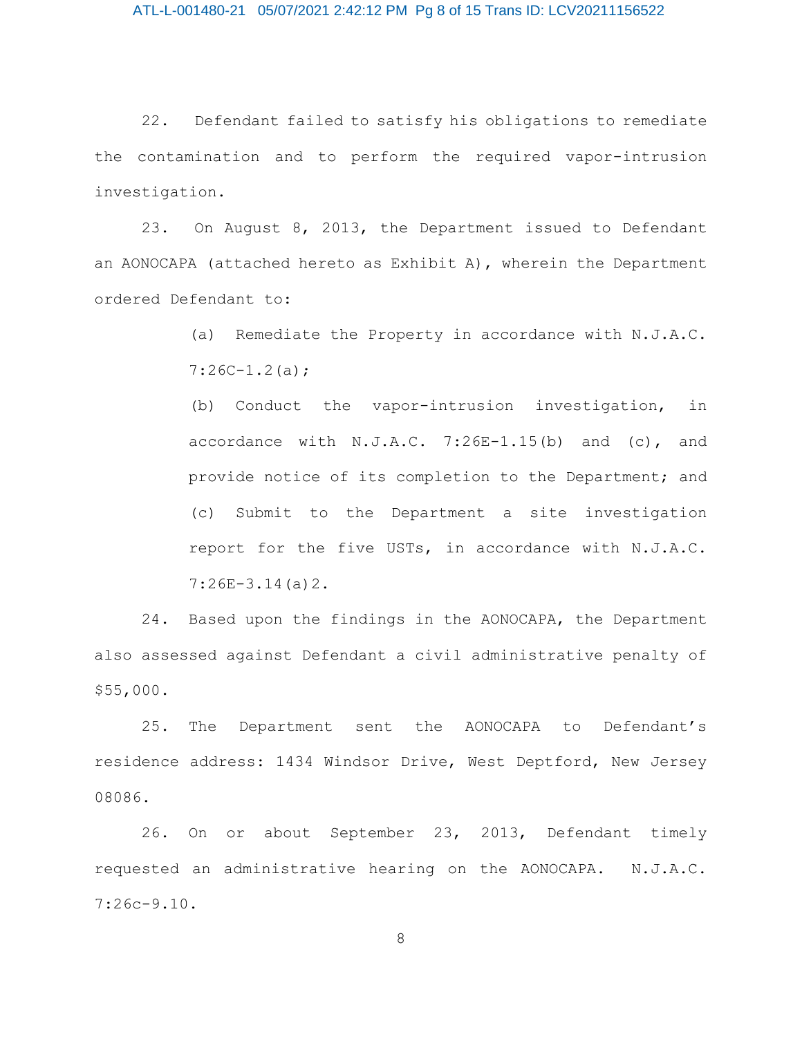22. Defendant failed to satisfy his obligations to remediate the contamination and to perform the required vapor-intrusion investigation.

23. On August 8, 2013, the Department issued to Defendant an AONOCAPA (attached hereto as Exhibit A), wherein the Department ordered Defendant to:

> (a) Remediate the Property in accordance with N.J.A.C. 7:26C-1.2(a);
>
> (b) Conduct the vapor-intrusion investigation, in accordance with N.J.A.C. 7:26E-1.15(b) and (c), and provide notice of its completion to the Department; and
>
> (c) Submit to the Department a site investigation report for the five USTs, in accordance with N.J.A.C. 7:26E-3.14(a)2.

24. Based upon the findings in the AONOCAPA, the Department also assessed against Defendant a civil administrative penalty of $55,000.

25. The Department sent the AONOCAPA to Defendant's residence address: 1434 Windsor Drive, West Deptford, New Jersey 08086.

26. On or about September 23, 2013, Defendant timely requested an administrative hearing on the AONOCAPA. N.J.A.C. 7:26c-9.10.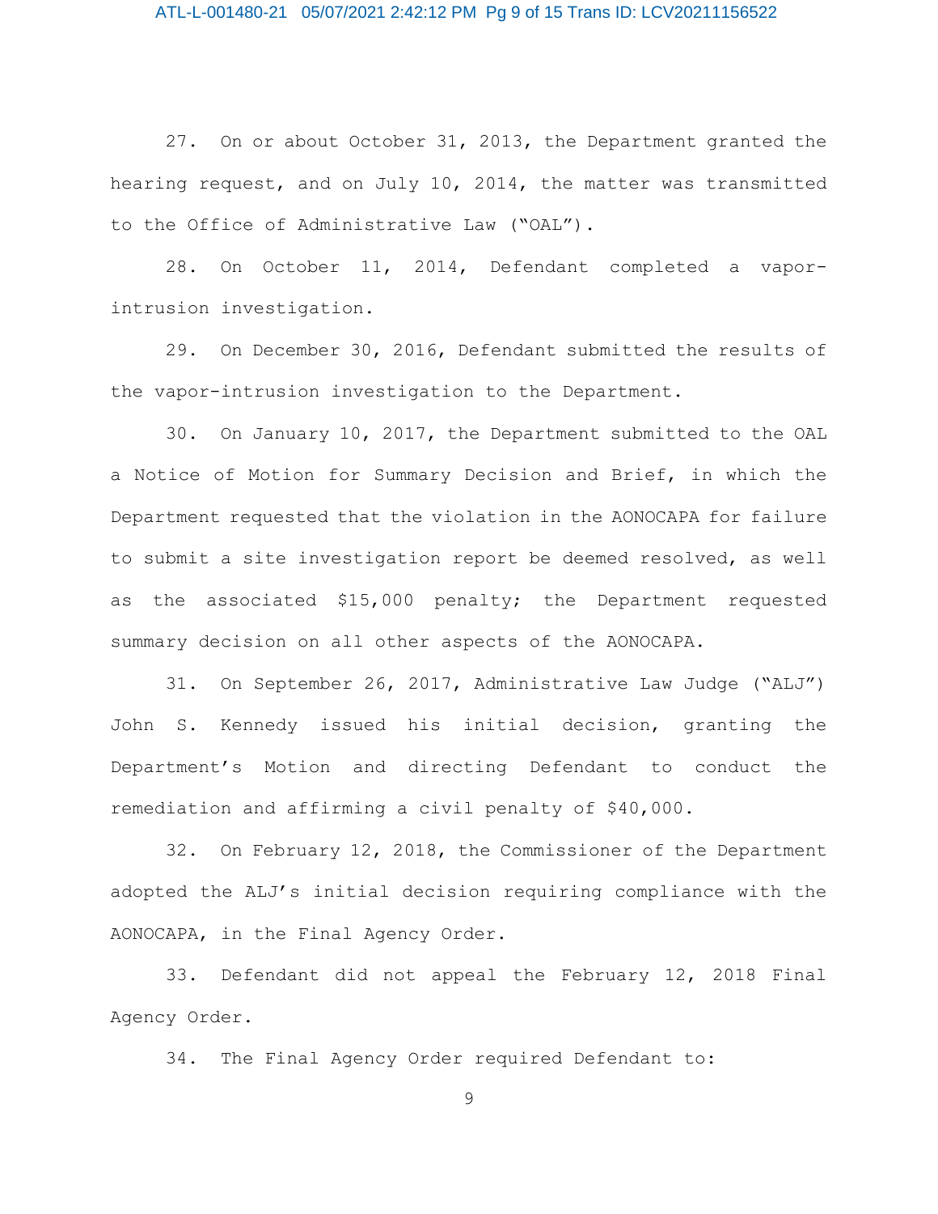27. On or about October 31, 2013, the Department granted the hearing request, and on July 10, 2014, the matter was transmitted to the Office of Administrative Law ("OAL").

28. On October 11, 2014, Defendant completed a vapor-intrusion investigation.

29. On December 30, 2016, Defendant submitted the results of the vapor-intrusion investigation to the Department.

30. On January 10, 2017, the Department submitted to the OAL a Notice of Motion for Summary Decision and Brief, in which the Department requested that the violation in the AONOCAPA for failure to submit a site investigation report be deemed resolved, as well as the associated $15,000 penalty; the Department requested summary decision on all other aspects of the AONOCAPA.

31. On September 26, 2017, Administrative Law Judge ("ALJ") John S. Kennedy issued his initial decision, granting the Department's Motion and directing Defendant to conduct the remediation and affirming a civil penalty of $40,000.

32. On February 12, 2018, the Commissioner of the Department adopted the ALJ's initial decision requiring compliance with the AONOCAPA, in the Final Agency Order.

33. Defendant did not appeal the February 12, 2018 Final Agency Order.

34. The Final Agency Order required Defendant to: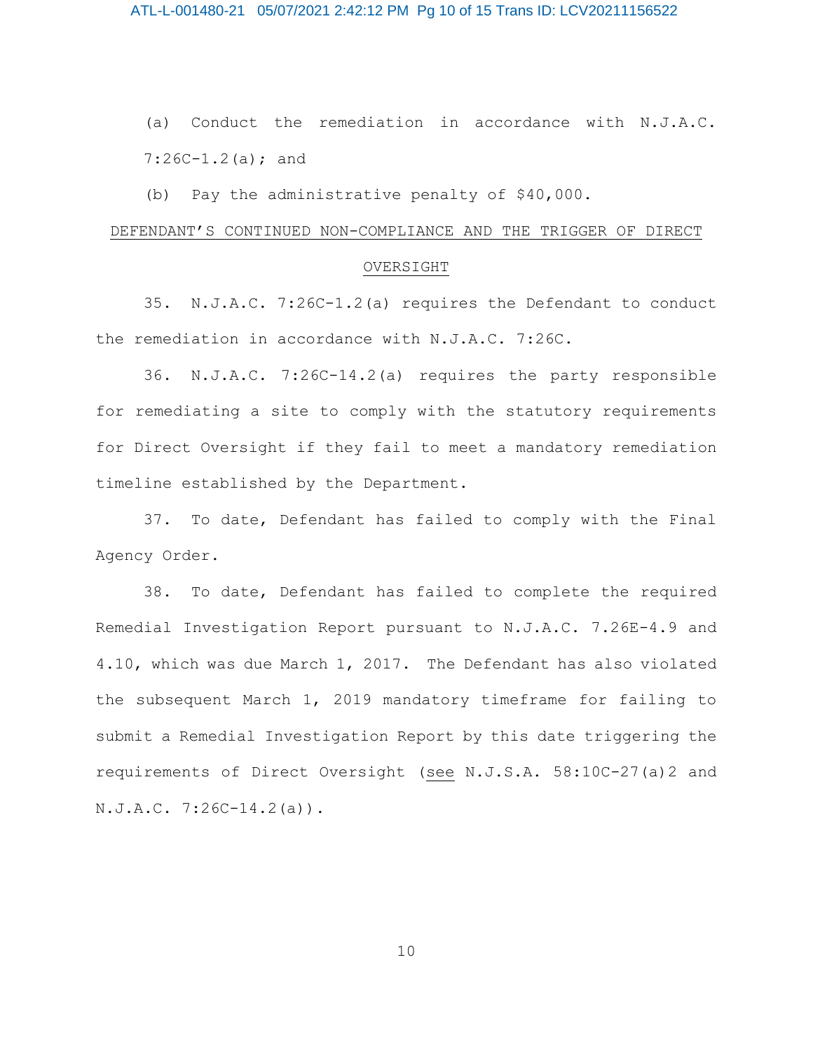(a) Conduct the remediation in accordance with N.J.A.C. 7:26C-1.2(a); and

(b) Pay the administrative penalty of $40,000.

## DEFENDANT'S CONTINUED NON-COMPLIANCE AND THE TRIGGER OF DIRECT OVERSIGHT

35. N.J.A.C. 7:26C-1.2(a) requires the Defendant to conduct the remediation in accordance with N.J.A.C. 7:26C.

36. N.J.A.C. 7:26C-14.2(a) requires the party responsible for remediating a site to comply with the statutory requirements for Direct Oversight if they fail to meet a mandatory remediation timeline established by the Department.

37. To date, Defendant has failed to comply with the Final Agency Order.

38. To date, Defendant has failed to complete the required Remedial Investigation Report pursuant to N.J.A.C. 7.26E-4.9 and 4.10, which was due March 1, 2017. The Defendant has also violated the subsequent March 1, 2019 mandatory timeframe for failing to submit a Remedial Investigation Report by this date triggering the requirements of Direct Oversight (see N.J.S.A. 58:10C-27(a)2 and N.J.A.C. 7:26C-14.2(a)).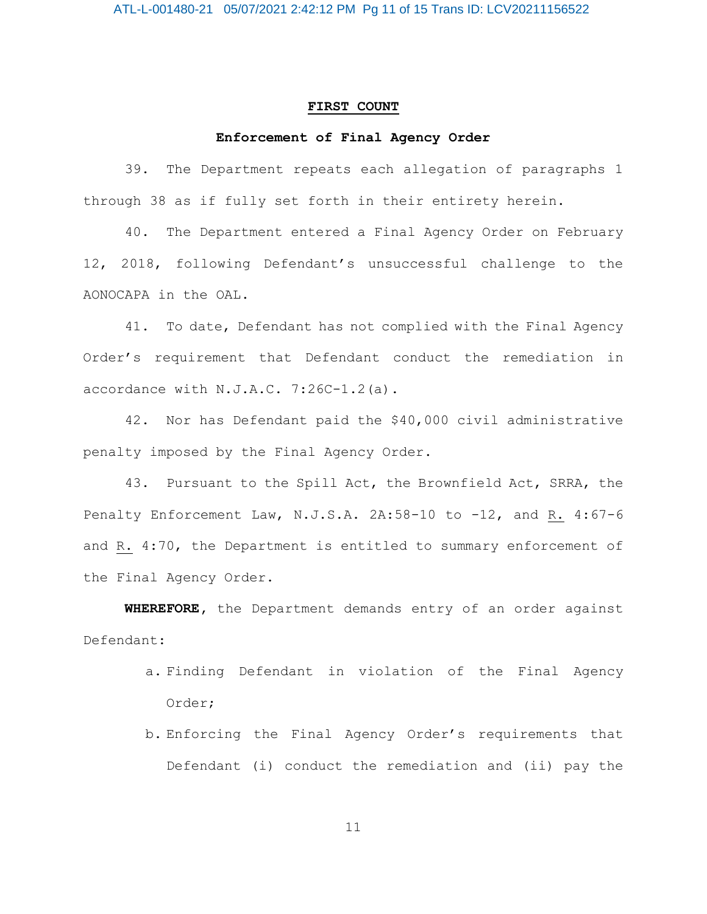**FIRST COUNT**

**Enforcement of Final Agency Order**

39. The Department repeats each allegation of paragraphs 1 through 38 as if fully set forth in their entirety herein.

40. The Department entered a Final Agency Order on February 12, 2018, following Defendant's unsuccessful challenge to the AONOCAPA in the OAL.

41. To date, Defendant has not complied with the Final Agency Order's requirement that Defendant conduct the remediation in accordance with N.J.A.C. 7:26C-1.2(a).

42. Nor has Defendant paid the $40,000 civil administrative penalty imposed by the Final Agency Order.

43. Pursuant to the Spill Act, the Brownfield Act, SRRA, the Penalty Enforcement Law, N.J.S.A. 2A:58-10 to -12, and R. 4:67-6 and R. 4:70, the Department is entitled to summary enforcement of the Final Agency Order.

**WHEREFORE**, the Department demands entry of an order against Defendant:

a. Finding Defendant in violation of the Final Agency Order;

b. Enforcing the Final Agency Order's requirements that Defendant (i) conduct the remediation and (ii) pay the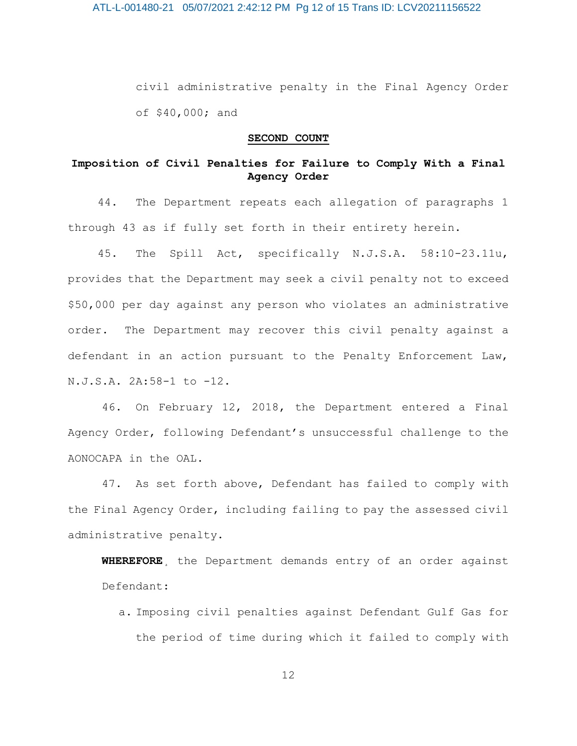civil administrative penalty in the Final Agency Order of $40,000; and

**SECOND COUNT**

**Imposition of Civil Penalties for Failure to Comply With a Final Agency Order**

44. The Department repeats each allegation of paragraphs 1 through 43 as if fully set forth in their entirety herein.

45. The Spill Act, specifically N.J.S.A. 58:10-23.11u, provides that the Department may seek a civil penalty not to exceed $50,000 per day against any person who violates an administrative order. The Department may recover this civil penalty against a defendant in an action pursuant to the Penalty Enforcement Law, N.J.S.A. 2A:58-1 to -12.

46. On February 12, 2018, the Department entered a Final Agency Order, following Defendant's unsuccessful challenge to the AONOCAPA in the OAL.

47. As set forth above, Defendant has failed to comply with the Final Agency Order, including failing to pay the assessed civil administrative penalty.

**WHEREFORE**, the Department demands entry of an order against Defendant:

a. Imposing civil penalties against Defendant Gulf Gas for the period of time during which it failed to comply with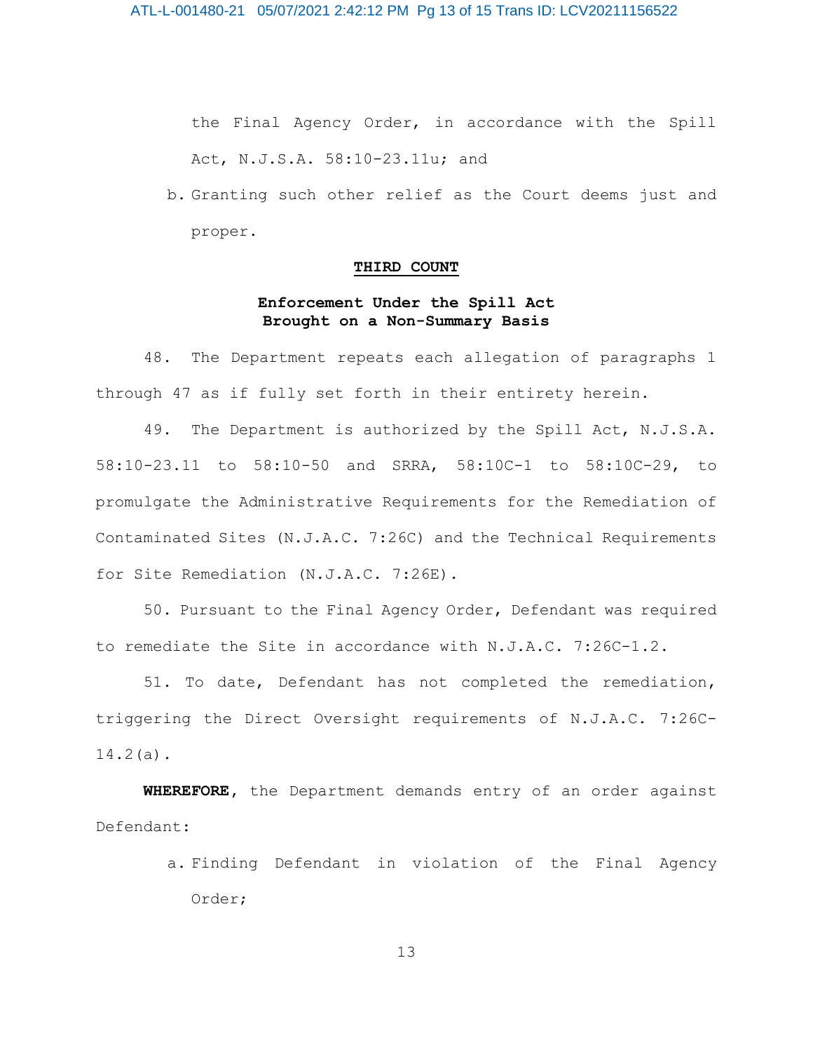the Final Agency Order, in accordance with the Spill Act, N.J.S.A. 58:10-23.11u; and

b. Granting such other relief as the Court deems just and proper.

**THIRD COUNT**

**Enforcement Under the Spill Act Brought on a Non-Summary Basis**

48. The Department repeats each allegation of paragraphs 1 through 47 as if fully set forth in their entirety herein.

49. The Department is authorized by the Spill Act, N.J.S.A. 58:10-23.11 to 58:10-50 and SRRA, 58:10C-1 to 58:10C-29, to promulgate the Administrative Requirements for the Remediation of Contaminated Sites (N.J.A.C. 7:26C) and the Technical Requirements for Site Remediation (N.J.A.C. 7:26E).

50. Pursuant to the Final Agency Order, Defendant was required to remediate the Site in accordance with N.J.A.C. 7:26C-1.2.

51. To date, Defendant has not completed the remediation, triggering the Direct Oversight requirements of N.J.A.C. 7:26C-14.2(a).

**WHEREFORE**, the Department demands entry of an order against Defendant:

a. Finding Defendant in violation of the Final Agency Order;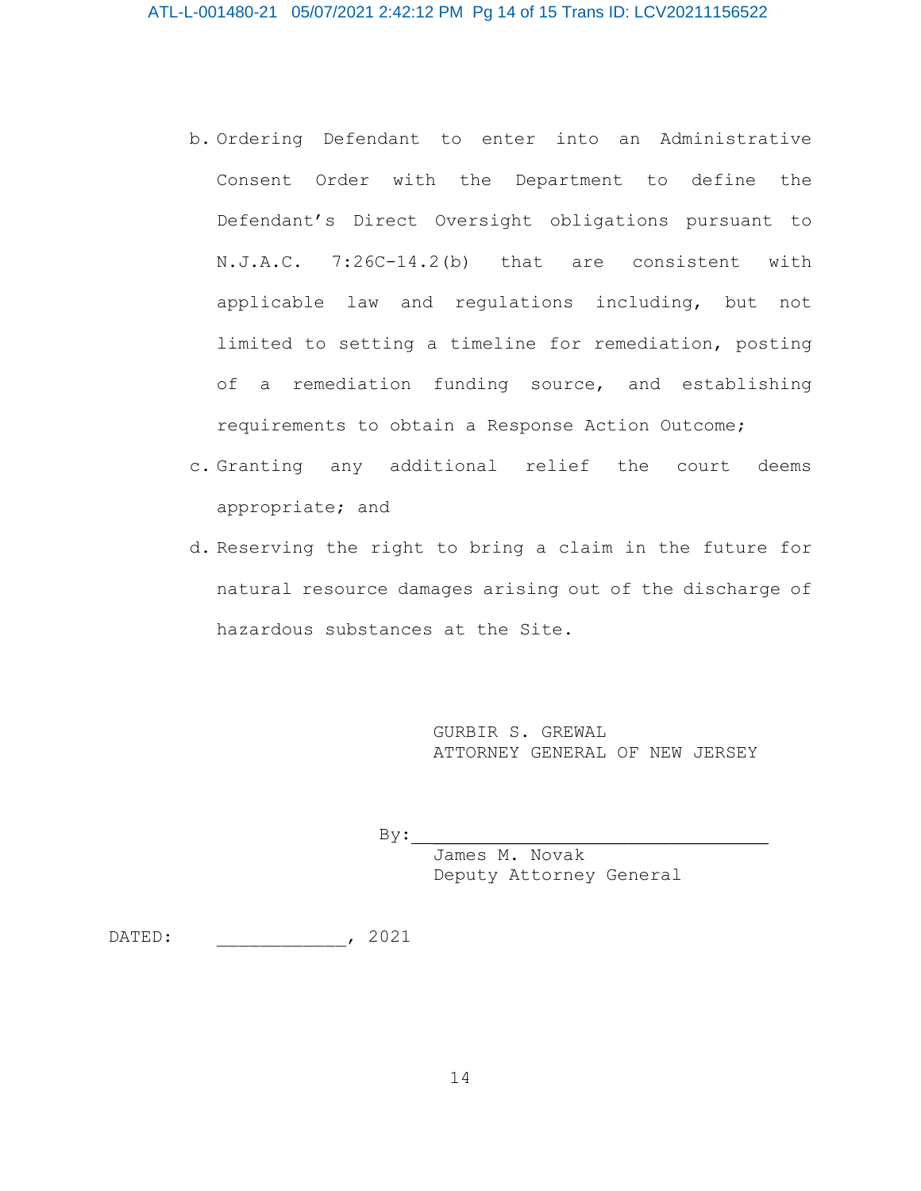b. Ordering Defendant to enter into an Administrative Consent Order with the Department to define the Defendant's Direct Oversight obligations pursuant to N.J.A.C. 7:26C-14.2(b) that are consistent with applicable law and regulations including, but not limited to setting a timeline for remediation, posting of a remediation funding source, and establishing requirements to obtain a Response Action Outcome;

c. Granting any additional relief the court deems appropriate; and

d. Reserving the right to bring a claim in the future for natural resource damages arising out of the discharge of hazardous substances at the Site.

GURBIR S. GREWAL
ATTORNEY GENERAL OF NEW JERSEY

By:\_\_\_\_\_\_\_\_\_\_\_\_\_\_\_\_\_\_\_\_\_\_\_\_\_\_\_\_\_\_\_\_\_\_
James M. Novak
Deputy Attorney General

DATED: \_\_\_\_\_\_\_\_\_\_\_\_, 2021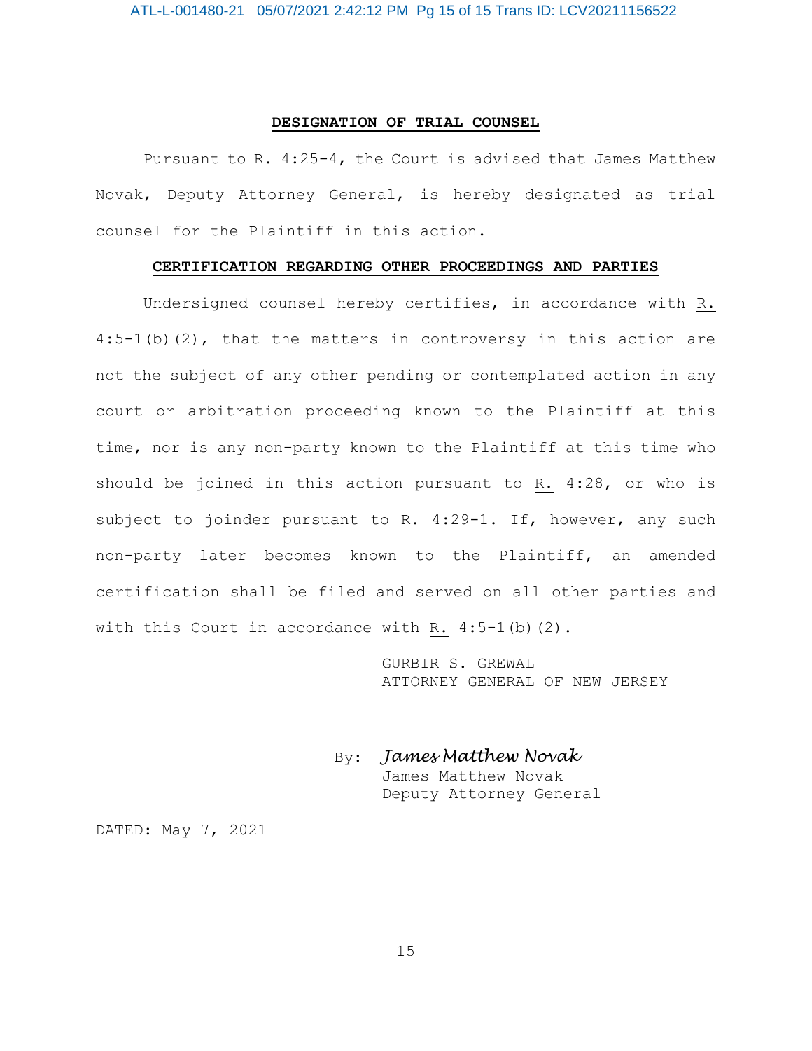**DESIGNATION OF TRIAL COUNSEL**

Pursuant to R. 4:25-4, the Court is advised that James Matthew Novak, Deputy Attorney General, is hereby designated as trial counsel for the Plaintiff in this action.

**CERTIFICATION REGARDING OTHER PROCEEDINGS AND PARTIES**

Undersigned counsel hereby certifies, in accordance with R. 4:5-1(b)(2), that the matters in controversy in this action are not the subject of any other pending or contemplated action in any court or arbitration proceeding known to the Plaintiff at this time, nor is any non-party known to the Plaintiff at this time who should be joined in this action pursuant to R. 4:28, or who is subject to joinder pursuant to R. 4:29-1. If, however, any such non-party later becomes known to the Plaintiff, an amended certification shall be filed and served on all other parties and with this Court in accordance with R. 4:5-1(b)(2).

GURBIR S. GREWAL
ATTORNEY GENERAL OF NEW JERSEY

By: *James Matthew Novak*
James Matthew Novak
Deputy Attorney General

DATED: May 7, 2021